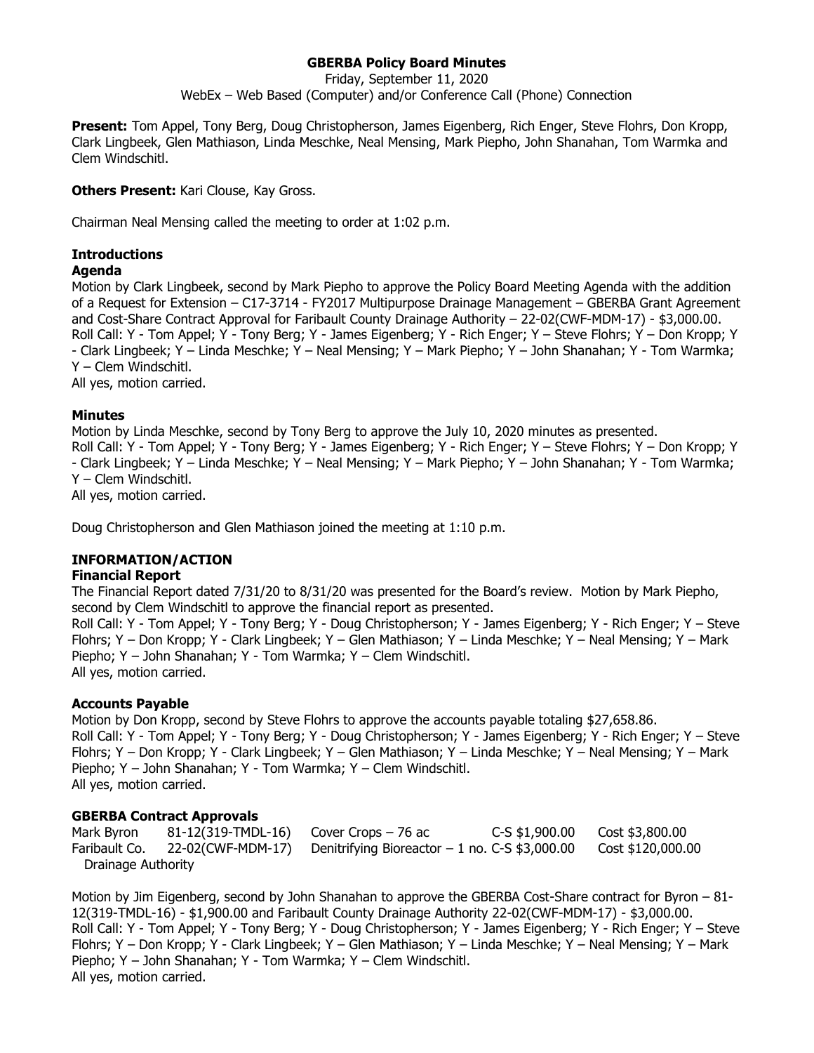**GBERBA Policy Board Minutes**

Friday, September 11, 2020

WebEx – Web Based (Computer) and/or Conference Call (Phone) Connection

**Present:** Tom Appel, Tony Berg, Doug Christopherson, James Eigenberg, Rich Enger, Steve Flohrs, Don Kropp, Clark Lingbeek, Glen Mathiason, Linda Meschke, Neal Mensing, Mark Piepho, John Shanahan, Tom Warmka and Clem Windschitl.

**Others Present:** Kari Clouse, Kay Gross.

Chairman Neal Mensing called the meeting to order at 1:02 p.m.

**Introductions**

**Agenda**

Motion by Clark Lingbeek, second by Mark Piepho to approve the Policy Board Meeting Agenda with the addition of a Request for Extension – C17-3714 - FY2017 Multipurpose Drainage Management – GBERBA Grant Agreement and Cost-Share Contract Approval for Faribault County Drainage Authority – 22-02(CWF-MDM-17) - $3,000.00.
Roll Call: Y - Tom Appel; Y - Tony Berg; Y - James Eigenberg; Y - Rich Enger; Y – Steve Flohrs; Y – Don Kropp; Y - Clark Lingbeek; Y – Linda Meschke; Y – Neal Mensing; Y – Mark Piepho; Y – John Shanahan; Y - Tom Warmka; Y – Clem Windschitl.
All yes, motion carried.

**Minutes**

Motion by Linda Meschke, second by Tony Berg to approve the July 10, 2020 minutes as presented.
Roll Call: Y - Tom Appel; Y - Tony Berg; Y - James Eigenberg; Y - Rich Enger; Y – Steve Flohrs; Y – Don Kropp; Y - Clark Lingbeek; Y – Linda Meschke; Y – Neal Mensing; Y – Mark Piepho; Y – John Shanahan; Y - Tom Warmka; Y – Clem Windschitl.
All yes, motion carried.

Doug Christopherson and Glen Mathiason joined the meeting at 1:10 p.m.

**INFORMATION/ACTION**

**Financial Report**

The Financial Report dated 7/31/20 to 8/31/20 was presented for the Board's review. Motion by Mark Piepho, second by Clem Windschitl to approve the financial report as presented.
Roll Call: Y - Tom Appel; Y - Tony Berg; Y - Doug Christopherson; Y - James Eigenberg; Y - Rich Enger; Y – Steve Flohrs; Y – Don Kropp; Y - Clark Lingbeek; Y – Glen Mathiason; Y – Linda Meschke; Y – Neal Mensing; Y – Mark Piepho; Y – John Shanahan; Y - Tom Warmka; Y – Clem Windschitl.
All yes, motion carried.

**Accounts Payable**

Motion by Don Kropp, second by Steve Flohrs to approve the accounts payable totaling $27,658.86.
Roll Call: Y - Tom Appel; Y - Tony Berg; Y - Doug Christopherson; Y - James Eigenberg; Y - Rich Enger; Y – Steve Flohrs; Y – Don Kropp; Y - Clark Lingbeek; Y – Glen Mathiason; Y – Linda Meschke; Y – Neal Mensing; Y – Mark Piepho; Y – John Shanahan; Y - Tom Warmka; Y – Clem Windschitl.
All yes, motion carried.

**GBERBA Contract Approvals**

| | | | | |
|---|---|---|---|---|
| Mark Byron | 81-12(319-TMDL-16) | Cover Crops – 76 ac | C-S $1,900.00 | Cost $3,800.00 |
| Faribault Co. Drainage Authority | 22-02(CWF-MDM-17) | Denitrifying Bioreactor – 1 no. | C-S $3,000.00 | Cost $120,000.00 |

Motion by Jim Eigenberg, second by John Shanahan to approve the GBERBA Cost-Share contract for Byron – 81-12(319-TMDL-16) - $1,900.00 and Faribault County Drainage Authority 22-02(CWF-MDM-17) - $3,000.00.
Roll Call: Y - Tom Appel; Y - Tony Berg; Y - Doug Christopherson; Y - James Eigenberg; Y - Rich Enger; Y – Steve Flohrs; Y – Don Kropp; Y - Clark Lingbeek; Y – Glen Mathiason; Y – Linda Meschke; Y – Neal Mensing; Y – Mark Piepho; Y – John Shanahan; Y - Tom Warmka; Y – Clem Windschitl.
All yes, motion carried.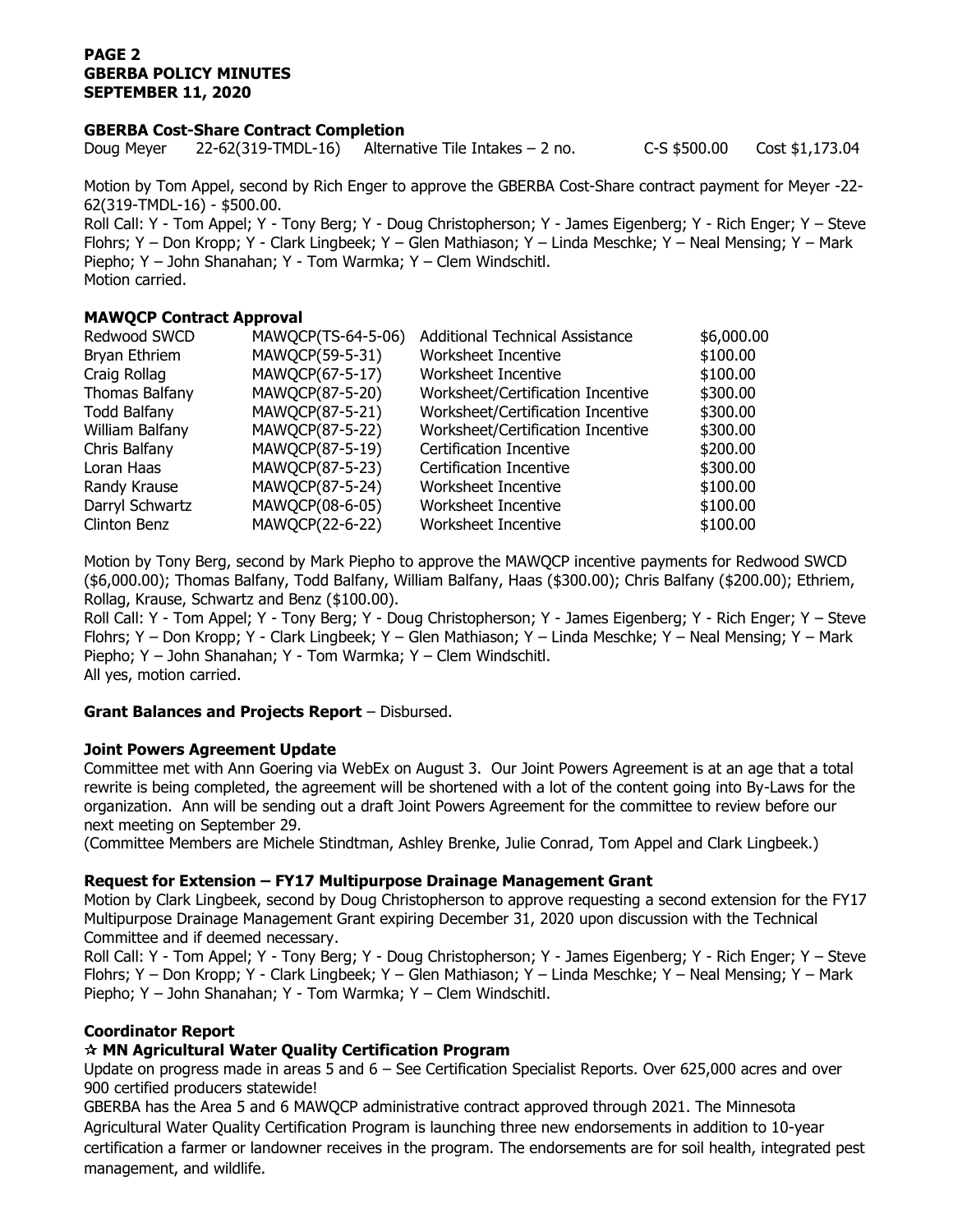### GBERBA Cost-Share Contract Completion

| Doug Meyer | 22-62(319-TMDL-16) | Alternative Tile Intakes – 2 no. | C-S $500.00 | Cost $1,173.04 |
|---|---|---|---|---|

Motion by Tom Appel, second by Rich Enger to approve the GBERBA Cost-Share contract payment for Meyer -22-62(319-TMDL-16) - $500.00.

Roll Call: Y - Tom Appel; Y - Tony Berg; Y - Doug Christopherson; Y - James Eigenberg; Y - Rich Enger; Y – Steve Flohrs; Y – Don Kropp; Y - Clark Lingbeek; Y – Glen Mathiason; Y – Linda Meschke; Y – Neal Mensing; Y – Mark Piepho; Y – John Shanahan; Y - Tom Warmka; Y – Clem Windschitl.

Motion carried.

### MAWQCP Contract Approval

| | | | |
|---|---|---|---|
| Redwood SWCD | MAWQCP(TS-64-5-06) | Additional Technical Assistance | $6,000.00 |
| Bryan Ethriem | MAWQCP(59-5-31) | Worksheet Incentive | $100.00 |
| Craig Rollag | MAWQCP(67-5-17) | Worksheet Incentive | $100.00 |
| Thomas Balfany | MAWQCP(87-5-20) | Worksheet/Certification Incentive | $300.00 |
| Todd Balfany | MAWQCP(87-5-21) | Worksheet/Certification Incentive | $300.00 |
| William Balfany | MAWQCP(87-5-22) | Worksheet/Certification Incentive | $300.00 |
| Chris Balfany | MAWQCP(87-5-19) | Certification Incentive | $200.00 |
| Loran Haas | MAWQCP(87-5-23) | Certification Incentive | $300.00 |
| Randy Krause | MAWQCP(87-5-24) | Worksheet Incentive | $100.00 |
| Darryl Schwartz | MAWQCP(08-6-05) | Worksheet Incentive | $100.00 |
| Clinton Benz | MAWQCP(22-6-22) | Worksheet Incentive | $100.00 |

Motion by Tony Berg, second by Mark Piepho to approve the MAWQCP incentive payments for Redwood SWCD ($6,000.00); Thomas Balfany, Todd Balfany, William Balfany, Haas ($300.00); Chris Balfany ($200.00); Ethriem, Rollag, Krause, Schwartz and Benz ($100.00).

Roll Call: Y - Tom Appel; Y - Tony Berg; Y - Doug Christopherson; Y - James Eigenberg; Y - Rich Enger; Y – Steve Flohrs; Y – Don Kropp; Y - Clark Lingbeek; Y – Glen Mathiason; Y – Linda Meschke; Y – Neal Mensing; Y – Mark Piepho; Y – John Shanahan; Y - Tom Warmka; Y – Clem Windschitl.

All yes, motion carried.

**Grant Balances and Projects Report** – Disbursed.

### Joint Powers Agreement Update

Committee met with Ann Goering via WebEx on August 3. Our Joint Powers Agreement is at an age that a total rewrite is being completed, the agreement will be shortened with a lot of the content going into By-Laws for the organization. Ann will be sending out a draft Joint Powers Agreement for the committee to review before our next meeting on September 29.

(Committee Members are Michele Stindtman, Ashley Brenke, Julie Conrad, Tom Appel and Clark Lingbeek.)

### Request for Extension – FY17 Multipurpose Drainage Management Grant

Motion by Clark Lingbeek, second by Doug Christopherson to approve requesting a second extension for the FY17 Multipurpose Drainage Management Grant expiring December 31, 2020 upon discussion with the Technical Committee and if deemed necessary.

Roll Call: Y - Tom Appel; Y - Tony Berg; Y - Doug Christopherson; Y - James Eigenberg; Y - Rich Enger; Y – Steve Flohrs; Y – Don Kropp; Y - Clark Lingbeek; Y – Glen Mathiason; Y – Linda Meschke; Y – Neal Mensing; Y – Mark Piepho; Y – John Shanahan; Y - Tom Warmka; Y – Clem Windschitl.

### Coordinator Report

**☆ MN Agricultural Water Quality Certification Program**

Update on progress made in areas 5 and 6 – See Certification Specialist Reports. Over 625,000 acres and over 900 certified producers statewide!

GBERBA has the Area 5 and 6 MAWQCP administrative contract approved through 2021. The Minnesota Agricultural Water Quality Certification Program is launching three new endorsements in addition to 10-year certification a farmer or landowner receives in the program. The endorsements are for soil health, integrated pest management, and wildlife.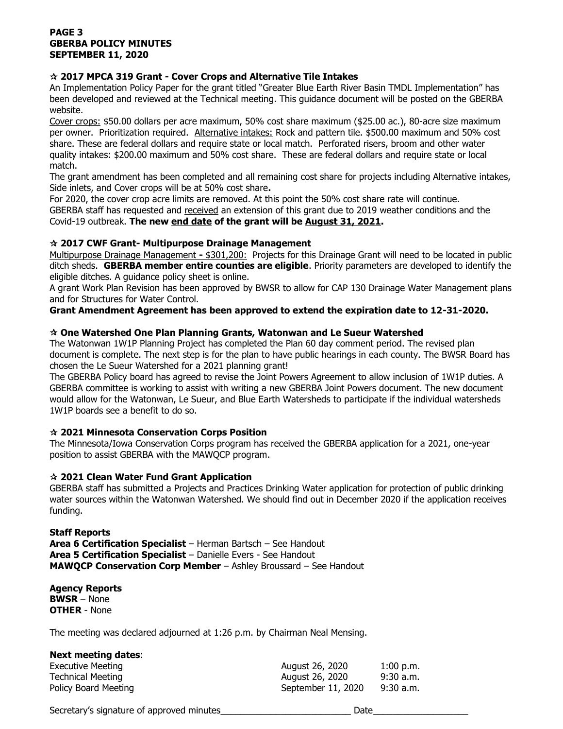### ✫ 2017 MPCA 319 Grant - Cover Crops and Alternative Tile Intakes

An Implementation Policy Paper for the grant titled "Greater Blue Earth River Basin TMDL Implementation" has been developed and reviewed at the Technical meeting. This guidance document will be posted on the GBERBA website.

Cover crops: $50.00 dollars per acre maximum, 50% cost share maximum ($25.00 ac.), 80-acre size maximum per owner. Prioritization required. Alternative intakes: Rock and pattern tile. $500.00 maximum and 50% cost share. These are federal dollars and require state or local match. Perforated risers, broom and other water quality intakes: $200.00 maximum and 50% cost share. These are federal dollars and require state or local match.

The grant amendment has been completed and all remaining cost share for projects including Alternative intakes, Side inlets, and Cover crops will be at 50% cost share**.**

For 2020, the cover crop acre limits are removed. At this point the 50% cost share rate will continue.

GBERBA staff has requested and received an extension of this grant due to 2019 weather conditions and the Covid-19 outbreak. **The new end date of the grant will be August 31, 2021.**

### ✫ 2017 CWF Grant- Multipurpose Drainage Management

Multipurpose Drainage Management **-** $301,200: Projects for this Drainage Grant will need to be located in public ditch sheds. **GBERBA member entire counties are eligible**. Priority parameters are developed to identify the eligible ditches. A guidance policy sheet is online.

A grant Work Plan Revision has been approved by BWSR to allow for CAP 130 Drainage Water Management plans and for Structures for Water Control.

**Grant Amendment Agreement has been approved to extend the expiration date to 12-31-2020.**

### ✫ One Watershed One Plan Planning Grants, Watonwan and Le Sueur Watershed

The Watonwan 1W1P Planning Project has completed the Plan 60 day comment period. The revised plan document is complete. The next step is for the plan to have public hearings in each county. The BWSR Board has chosen the Le Sueur Watershed for a 2021 planning grant!

The GBERBA Policy board has agreed to revise the Joint Powers Agreement to allow inclusion of 1W1P duties. A GBERBA committee is working to assist with writing a new GBERBA Joint Powers document. The new document would allow for the Watonwan, Le Sueur, and Blue Earth Watersheds to participate if the individual watersheds 1W1P boards see a benefit to do so.

### ✫ 2021 Minnesota Conservation Corps Position

The Minnesota/Iowa Conservation Corps program has received the GBERBA application for a 2021, one-year position to assist GBERBA with the MAWQCP program.

### ✫ 2021 Clean Water Fund Grant Application

GBERBA staff has submitted a Projects and Practices Drinking Water application for protection of public drinking water sources within the Watonwan Watershed. We should find out in December 2020 if the application receives funding.

**Staff Reports**

**Area 6 Certification Specialist** – Herman Bartsch – See Handout
**Area 5 Certification Specialist** – Danielle Evers - See Handout
**MAWQCP Conservation Corp Member** – Ashley Broussard – See Handout

**Agency Reports**

**BWSR** – None
**OTHER** - None

The meeting was declared adjourned at 1:26 p.m. by Chairman Neal Mensing.

**Next meeting dates**:

| | | |
|---|---|---|
| Executive Meeting | August 26, 2020 | 1:00 p.m. |
| Technical Meeting | August 26, 2020 | 9:30 a.m. |
| Policy Board Meeting | September 11, 2020 | 9:30 a.m. |

Secretary's signature of approved minutes_________________________ Date___________________